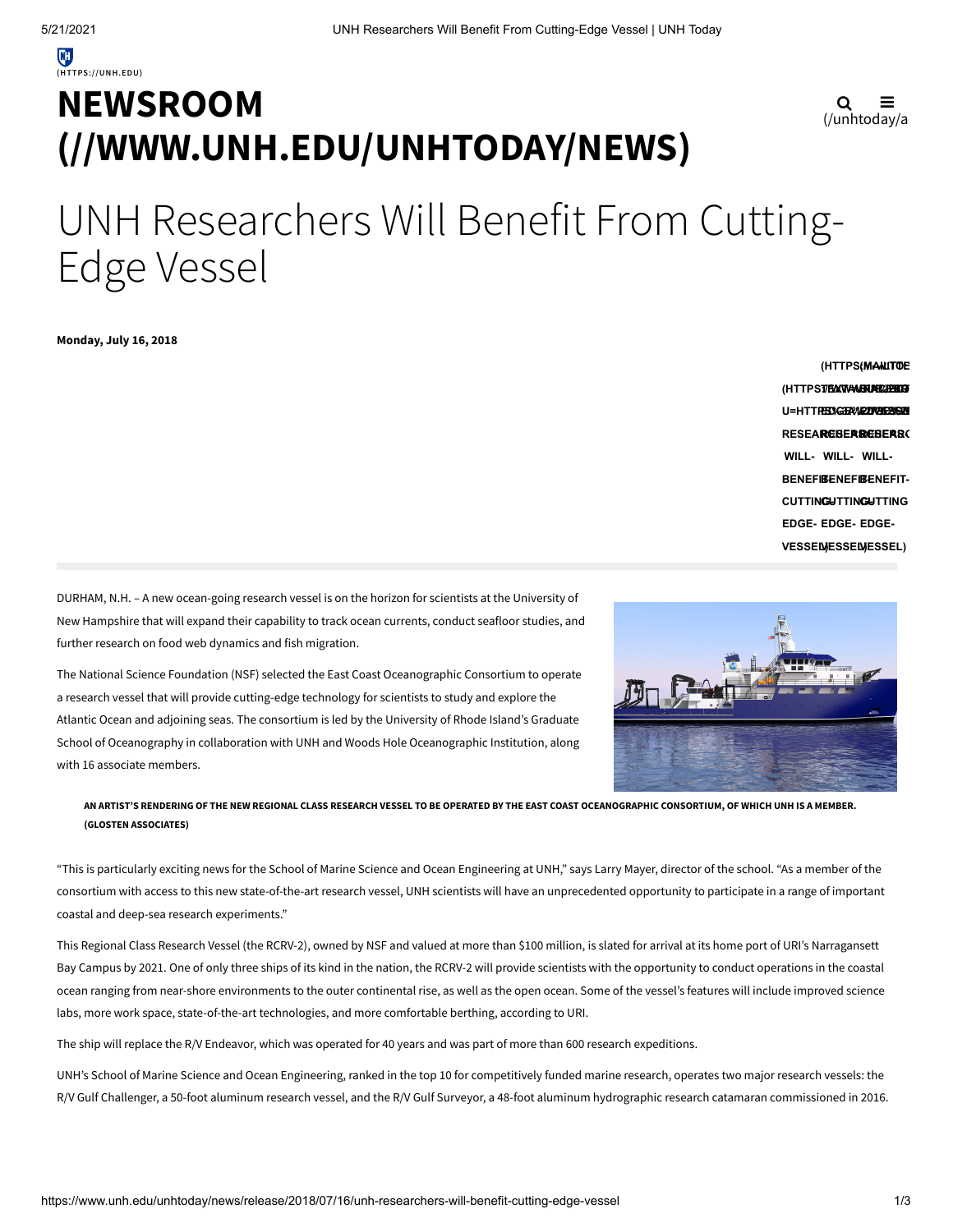# NEWSROOM (//WWW.UNH.EDU/UNHTODAY/NEWS)

# UNH Researchers Will Benefit From Cutting-Edge Vessel

**Monday, July 16, 2018**

DURHAM, N.H. – A new ocean-going research vessel is on the horizon for scientists at the University of New Hampshire that will expand their capability to track ocean currents, conduct seafloor studies, and further research on food web dynamics and fish migration.

The National Science Foundation (NSF) selected the East Coast Oceanographic Consortium to operate a research vessel that will provide cutting-edge technology for scientists to study and explore the Atlantic Ocean and adjoining seas. The consortium is led by the University of Rhode Island's Graduate School of Oceanography in collaboration with UNH and Woods Hole Oceanographic Institution, along with 16 associate members.

AN ARTIST'S RENDERING OF THE NEW REGIONAL CLASS RESEARCH VESSEL TO BE OPERATED BY THE EAST COAST OCEANOGRAPHIC CONSORTIUM, OF WHICH UNH IS A MEMBER. (GLOSTEN ASSOCIATES)

"This is particularly exciting news for the School of Marine Science and Ocean Engineering at UNH," says Larry Mayer, director of the school. "As a member of the consortium with access to this new state-of-the-art research vessel, UNH scientists will have an unprecedented opportunity to participate in a range of important coastal and deep-sea research experiments."

This Regional Class Research Vessel (the RCRV-2), owned by NSF and valued at more than $100 million, is slated for arrival at its home port of URI's Narragansett Bay Campus by 2021. One of only three ships of its kind in the nation, the RCRV-2 will provide scientists with the opportunity to conduct operations in the coastal ocean ranging from near-shore environments to the outer continental rise, as well as the open ocean. Some of the vessel's features will include improved science labs, more work space, state-of-the-art technologies, and more comfortable berthing, according to URI.

The ship will replace the R/V Endeavor, which was operated for 40 years and was part of more than 600 research expeditions.

UNH's School of Marine Science and Ocean Engineering, ranked in the top 10 for competitively funded marine research, operates two major research vessels: the R/V Gulf Challenger, a 50-foot aluminum research vessel, and the R/V Gulf Surveyor, a 48-foot aluminum hydrographic research catamaran commissioned in 2016.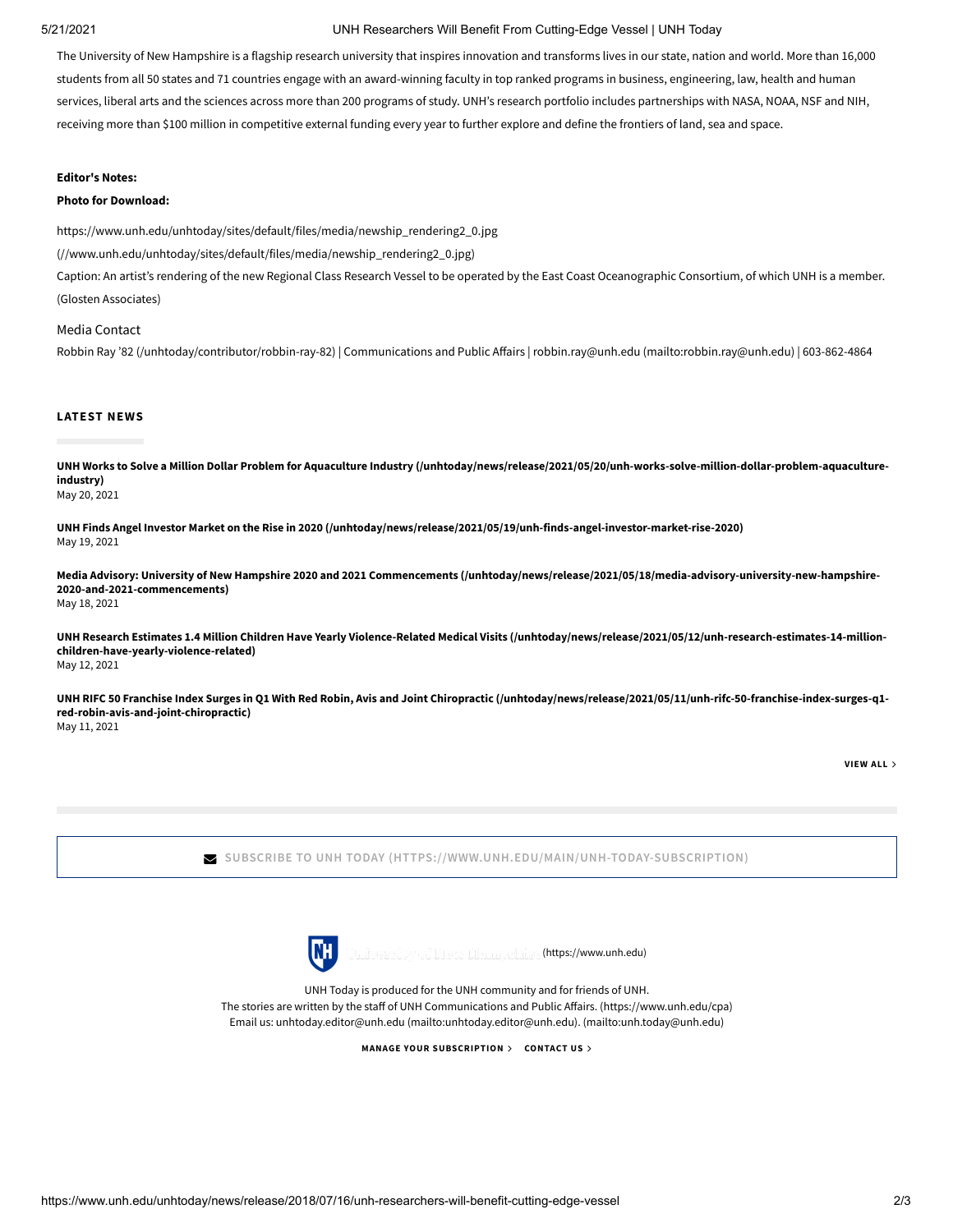The University of New Hampshire is a flagship research university that inspires innovation and transforms lives in our state, nation and world. More than 16,000 students from all 50 states and 71 countries engage with an award-winning faculty in top ranked programs in business, engineering, law, health and human services, liberal arts and the sciences across more than 200 programs of study. UNH's research portfolio includes partnerships with NASA, NOAA, NSF and NIH, receiving more than $100 million in competitive external funding every year to further explore and define the frontiers of land, sea and space.

**Editor's Notes:**

**Photo for Download:**

https://www.unh.edu/unhtoday/sites/default/files/media/newship_rendering2_0.jpg (//www.unh.edu/unhtoday/sites/default/files/media/newship_rendering2_0.jpg)

Caption: An artist's rendering of the new Regional Class Research Vessel to be operated by the East Coast Oceanographic Consortium, of which UNH is a member. (Glosten Associates)

Media Contact

Robbin Ray '82 (/unhtoday/contributor/robbin-ray-82) | Communications and Public Affairs | robbin.ray@unh.edu (mailto:robbin.ray@unh.edu) | 603-862-4864

## LATEST NEWS

**UNH Works to Solve a Million Dollar Problem for Aquaculture Industry (/unhtoday/news/release/2021/05/20/unh-works-solve-million-dollar-problem-aquaculture-industry)**
May 20, 2021

**UNH Finds Angel Investor Market on the Rise in 2020 (/unhtoday/news/release/2021/05/19/unh-finds-angel-investor-market-rise-2020)**
May 19, 2021

**Media Advisory: University of New Hampshire 2020 and 2021 Commencements (/unhtoday/news/release/2021/05/18/media-advisory-university-new-hampshire-2020-and-2021-commencements)**
May 18, 2021

**UNH Research Estimates 1.4 Million Children Have Yearly Violence-Related Medical Visits (/unhtoday/news/release/2021/05/12/unh-research-estimates-14-million-children-have-yearly-violence-related)**
May 12, 2021

**UNH RIFC 50 Franchise Index Surges in Q1 With Red Robin, Avis and Joint Chiropractic (/unhtoday/news/release/2021/05/11/unh-rifc-50-franchise-index-surges-q1-red-robin-avis-and-joint-chiropractic)**
May 11, 2021

**VIEW ALL ›**

SUBSCRIBE TO UNH TODAY (HTTPS://WWW.UNH.EDU/MAIN/UNH-TODAY-SUBSCRIPTION)

University of New Hampshire (https://www.unh.edu)

UNH Today is produced for the UNH community and for friends of UNH.
The stories are written by the staff of UNH Communications and Public Affairs. (https://www.unh.edu/cpa)
Email us: unhtoday.editor@unh.edu (mailto:unhtoday.editor@unh.edu). (mailto:unh.today@unh.edu)

**MANAGE YOUR SUBSCRIPTION ›** **CONTACT US ›**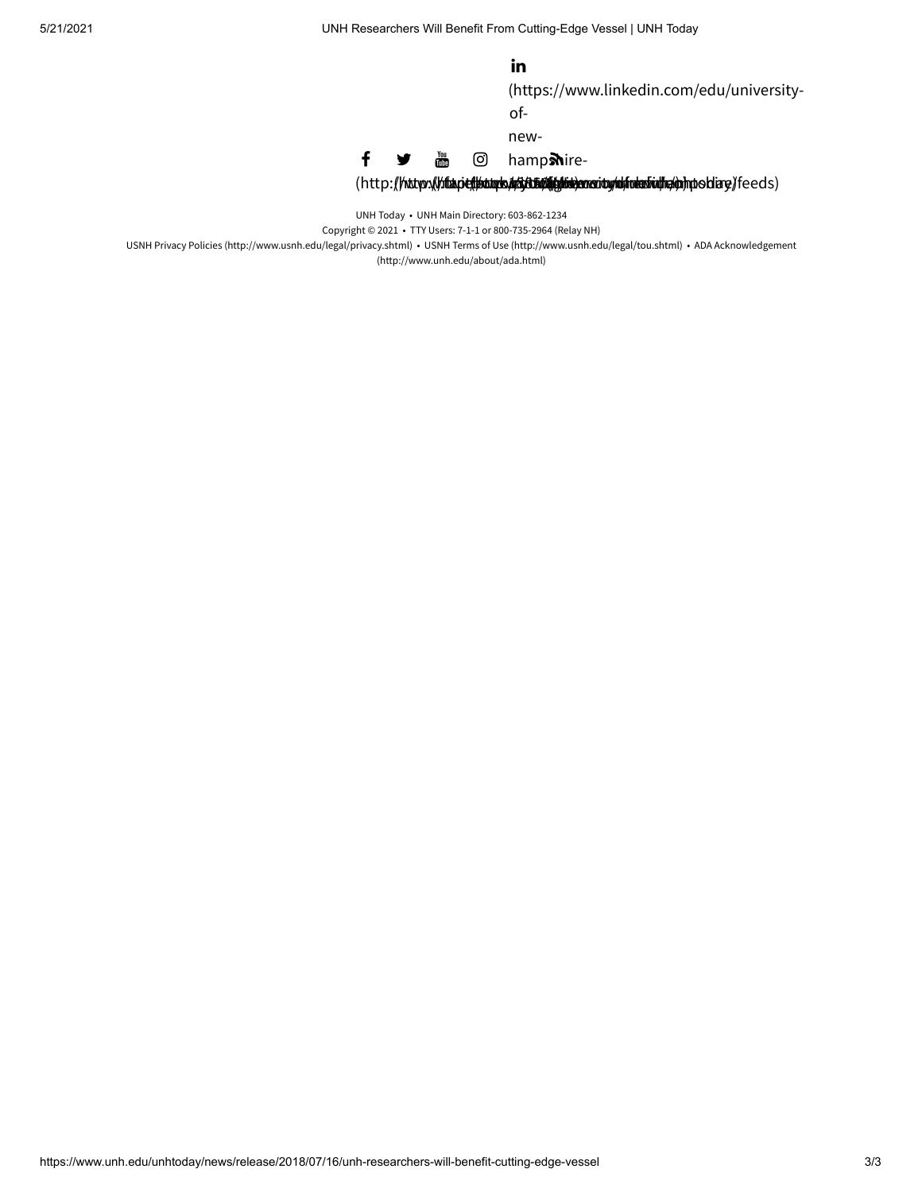(https://www.linkedin.com/edu/university-of-new-hampshire-

(http://www.facebook.com/...) (http://twitter.com/...) (http://www.youtube.com/...) (http://instagram.com/...) (http://www.unh.edu/unhtoday/feeds)

UNH Today • UNH Main Directory: 603-862-1234

Copyright © 2021 • TTY Users: 7-1-1 or 800-735-2964 (Relay NH)

USNH Privacy Policies (http://www.usnh.edu/legal/privacy.shtml) • USNH Terms of Use (http://www.usnh.edu/legal/tou.shtml) • ADA Acknowledgement (http://www.unh.edu/about/ada.html)